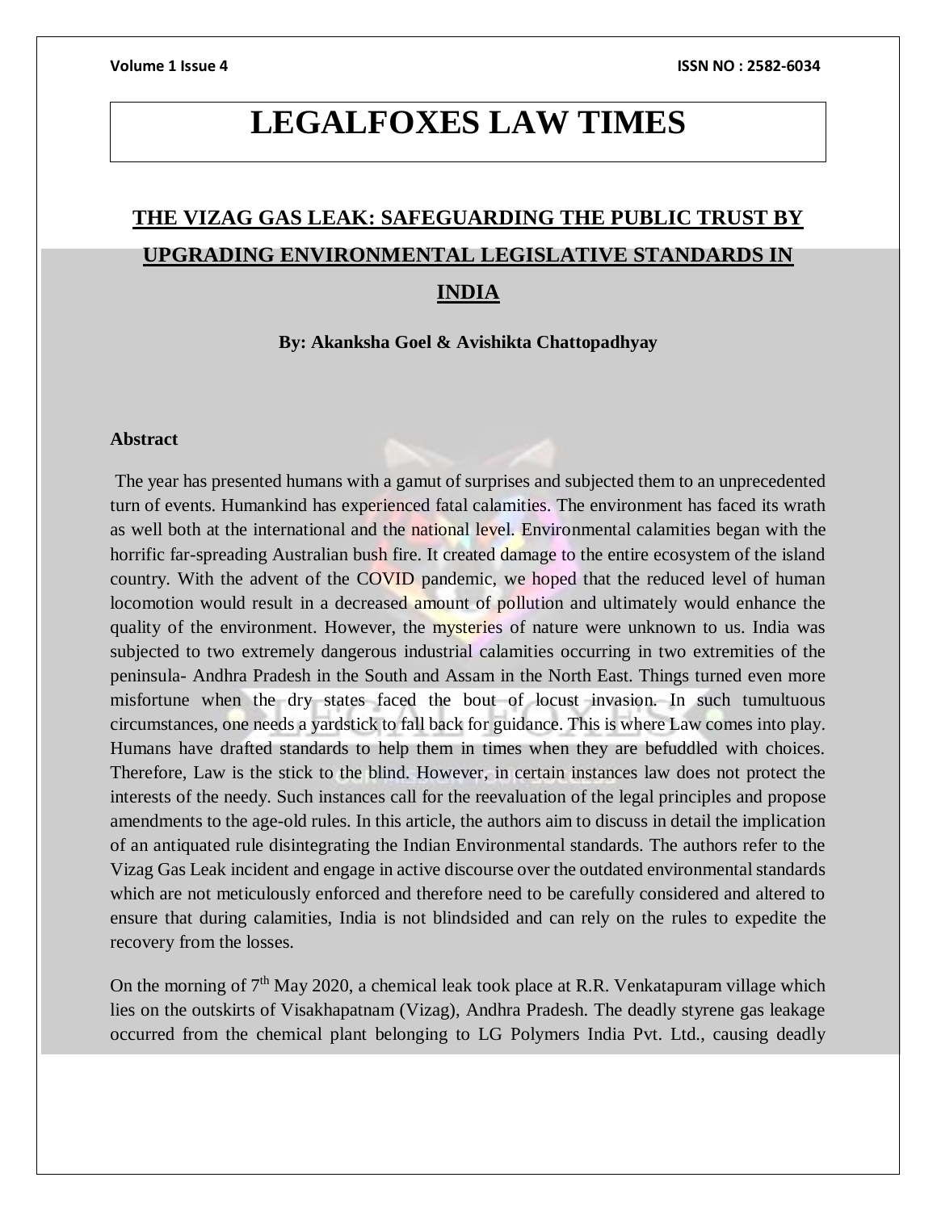# LEGALFOXES LAW TIMES

## THE VIZAG GAS LEAK: SAFEGUARDING THE PUBLIC TRUST BY UPGRADING ENVIRONMENTAL LEGISLATIVE STANDARDS IN INDIA

**By: Akanksha Goel & Avishikta Chattopadhyay**

### Abstract

The year has presented humans with a gamut of surprises and subjected them to an unprecedented turn of events. Humankind has experienced fatal calamities. The environment has faced its wrath as well both at the international and the national level. Environmental calamities began with the horrific far-spreading Australian bush fire. It created damage to the entire ecosystem of the island country. With the advent of the COVID pandemic, we hoped that the reduced level of human locomotion would result in a decreased amount of pollution and ultimately would enhance the quality of the environment. However, the mysteries of nature were unknown to us. India was subjected to two extremely dangerous industrial calamities occurring in two extremities of the peninsula- Andhra Pradesh in the South and Assam in the North East. Things turned even more misfortune when the dry states faced the bout of locust invasion. In such tumultuous circumstances, one needs a yardstick to fall back for guidance. This is where Law comes into play. Humans have drafted standards to help them in times when they are befuddled with choices. Therefore, Law is the stick to the blind. However, in certain instances law does not protect the interests of the needy. Such instances call for the reevaluation of the legal principles and propose amendments to the age-old rules. In this article, the authors aim to discuss in detail the implication of an antiquated rule disintegrating the Indian Environmental standards. The authors refer to the Vizag Gas Leak incident and engage in active discourse over the outdated environmental standards which are not meticulously enforced and therefore need to be carefully considered and altered to ensure that during calamities, India is not blindsided and can rely on the rules to expedite the recovery from the losses.

On the morning of 7th May 2020, a chemical leak took place at R.R. Venkatapuram village which lies on the outskirts of Visakhapatnam (Vizag), Andhra Pradesh. The deadly styrene gas leakage occurred from the chemical plant belonging to LG Polymers India Pvt. Ltd., causing deadly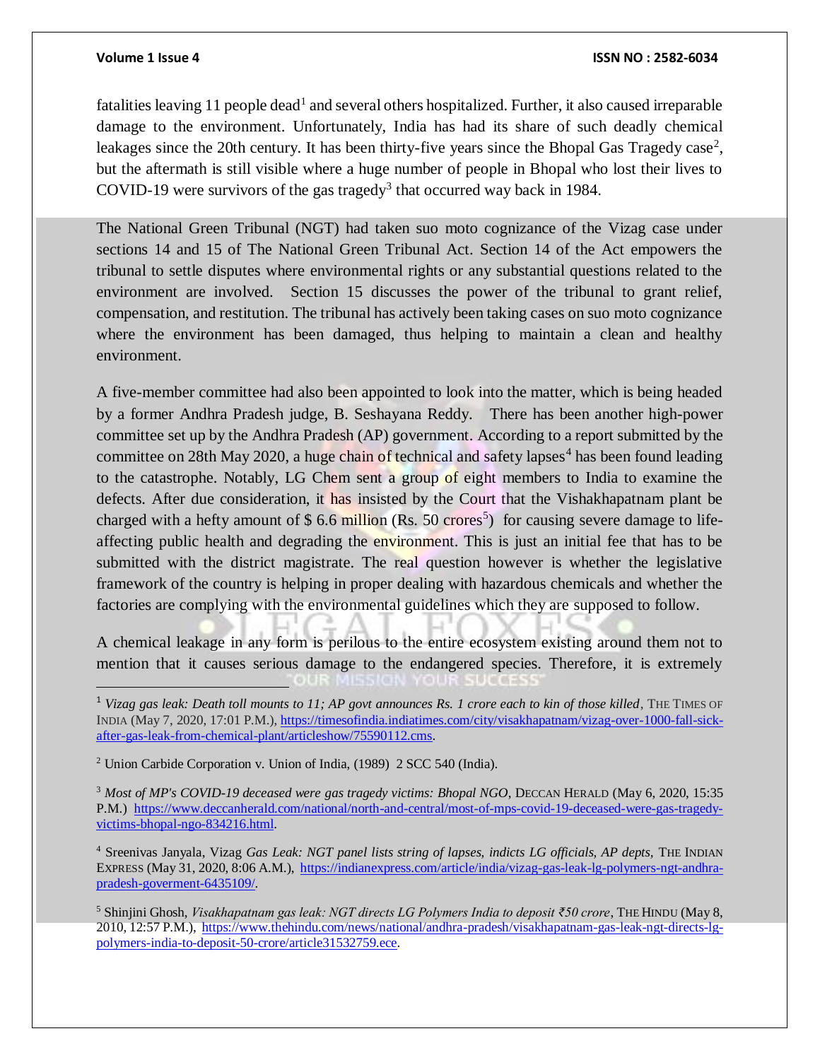fatalities leaving 11 people dead[1] and several others hospitalized. Further, it also caused irreparable damage to the environment. Unfortunately, India has had its share of such deadly chemical leakages since the 20th century. It has been thirty-five years since the Bhopal Gas Tragedy case[2], but the aftermath is still visible where a huge number of people in Bhopal who lost their lives to COVID-19 were survivors of the gas tragedy[3] that occurred way back in 1984.

The National Green Tribunal (NGT) had taken suo moto cognizance of the Vizag case under sections 14 and 15 of The National Green Tribunal Act. Section 14 of the Act empowers the tribunal to settle disputes where environmental rights or any substantial questions related to the environment are involved. Section 15 discusses the power of the tribunal to grant relief, compensation, and restitution. The tribunal has actively been taking cases on suo moto cognizance where the environment has been damaged, thus helping to maintain a clean and healthy environment.

A five-member committee had also been appointed to look into the matter, which is being headed by a former Andhra Pradesh judge, B. Seshayana Reddy. There has been another high-power committee set up by the Andhra Pradesh (AP) government. According to a report submitted by the committee on 28th May 2020, a huge chain of technical and safety lapses[4] has been found leading to the catastrophe. Notably, LG Chem sent a group of eight members to India to examine the defects. After due consideration, it has insisted by the Court that the Vishakhapatnam plant be charged with a hefty amount of $ 6.6 million (Rs. 50 crores[5]) for causing severe damage to life-affecting public health and degrading the environment. This is just an initial fee that has to be submitted with the district magistrate. The real question however is whether the legislative framework of the country is helping in proper dealing with hazardous chemicals and whether the factories are complying with the environmental guidelines which they are supposed to follow.

A chemical leakage in any form is perilous to the entire ecosystem existing around them not to mention that it causes serious damage to the endangered species. Therefore, it is extremely

---

[1] *Vizag gas leak: Death toll mounts to 11; AP govt announces Rs. 1 crore each to kin of those killed*, THE TIMES OF INDIA (May 7, 2020, 17:01 P.M.), https://timesofindia.indiatimes.com/city/visakhapatnam/vizag-over-1000-fall-sick-after-gas-leak-from-chemical-plant/articleshow/75590112.cms.

[2] Union Carbide Corporation v. Union of India, (1989) 2 SCC 540 (India).

[3] *Most of MP's COVID-19 deceased were gas tragedy victims: Bhopal NGO*, DECCAN HERALD (May 6, 2020, 15:35 P.M.) https://www.deccanherald.com/national/north-and-central/most-of-mps-covid-19-deceased-were-gas-tragedy-victims-bhopal-ngo-834216.html.

[4] Sreenivas Janyala, Vizag *Gas Leak: NGT panel lists string of lapses, indicts LG officials, AP depts,* THE INDIAN EXPRESS (May 31, 2020, 8:06 A.M.), https://indianexpress.com/article/india/vizag-gas-leak-lg-polymers-ngt-andhra-pradesh-goverment-6435109/.

[5] Shinjini Ghosh, *Visakhapatnam gas leak: NGT directs LG Polymers India to deposit ₹50 crore*, THE HINDU (May 8, 2010, 12:57 P.M.), https://www.thehindu.com/news/national/andhra-pradesh/visakhapatnam-gas-leak-ngt-directs-lg-polymers-india-to-deposit-50-crore/article31532759.ece.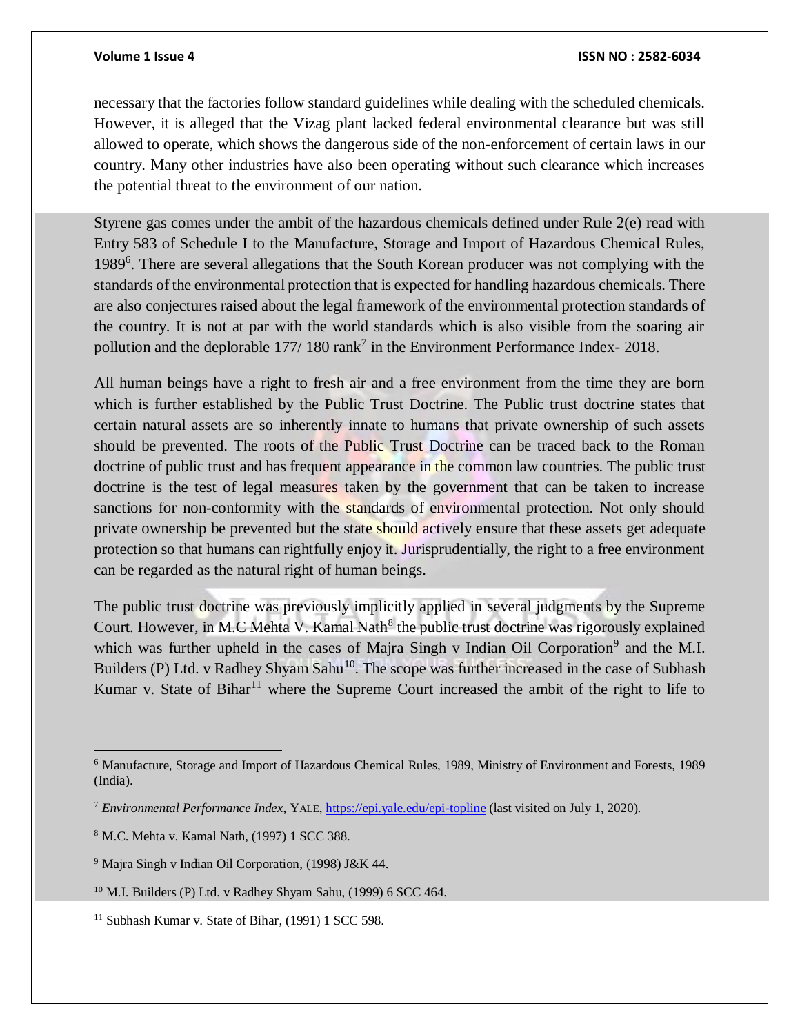necessary that the factories follow standard guidelines while dealing with the scheduled chemicals. However, it is alleged that the Vizag plant lacked federal environmental clearance but was still allowed to operate, which shows the dangerous side of the non-enforcement of certain laws in our country. Many other industries have also been operating without such clearance which increases the potential threat to the environment of our nation.

Styrene gas comes under the ambit of the hazardous chemicals defined under Rule 2(e) read with Entry 583 of Schedule I to the Manufacture, Storage and Import of Hazardous Chemical Rules, 1989[6]. There are several allegations that the South Korean producer was not complying with the standards of the environmental protection that is expected for handling hazardous chemicals. There are also conjectures raised about the legal framework of the environmental protection standards of the country. It is not at par with the world standards which is also visible from the soaring air pollution and the deplorable 177/ 180 rank[7] in the Environment Performance Index- 2018.

All human beings have a right to fresh air and a free environment from the time they are born which is further established by the Public Trust Doctrine. The Public trust doctrine states that certain natural assets are so inherently innate to humans that private ownership of such assets should be prevented. The roots of the Public Trust Doctrine can be traced back to the Roman doctrine of public trust and has frequent appearance in the common law countries. The public trust doctrine is the test of legal measures taken by the government that can be taken to increase sanctions for non-conformity with the standards of environmental protection. Not only should private ownership be prevented but the state should actively ensure that these assets get adequate protection so that humans can rightfully enjoy it. Jurisprudentially, the right to a free environment can be regarded as the natural right of human beings.

The public trust doctrine was previously implicitly applied in several judgments by the Supreme Court. However, in M.C Mehta V. Kamal Nath[8] the public trust doctrine was rigorously explained which was further upheld in the cases of Majra Singh v Indian Oil Corporation[9] and the M.I. Builders (P) Ltd. v Radhey Shyam Sahu[10]. The scope was further increased in the case of Subhash Kumar v. State of Bihar[11] where the Supreme Court increased the ambit of the right to life to

---

[6] Manufacture, Storage and Import of Hazardous Chemical Rules, 1989, Ministry of Environment and Forests, 1989 (India).

[7] *Environmental Performance Index*, YALE, https://epi.yale.edu/epi-topline (last visited on July 1, 2020).

[8] M.C. Mehta v. Kamal Nath, (1997) 1 SCC 388.

[9] Majra Singh v Indian Oil Corporation, (1998) J&K 44.

[10] M.I. Builders (P) Ltd. v Radhey Shyam Sahu, (1999) 6 SCC 464.

[11] Subhash Kumar v. State of Bihar, (1991) 1 SCC 598.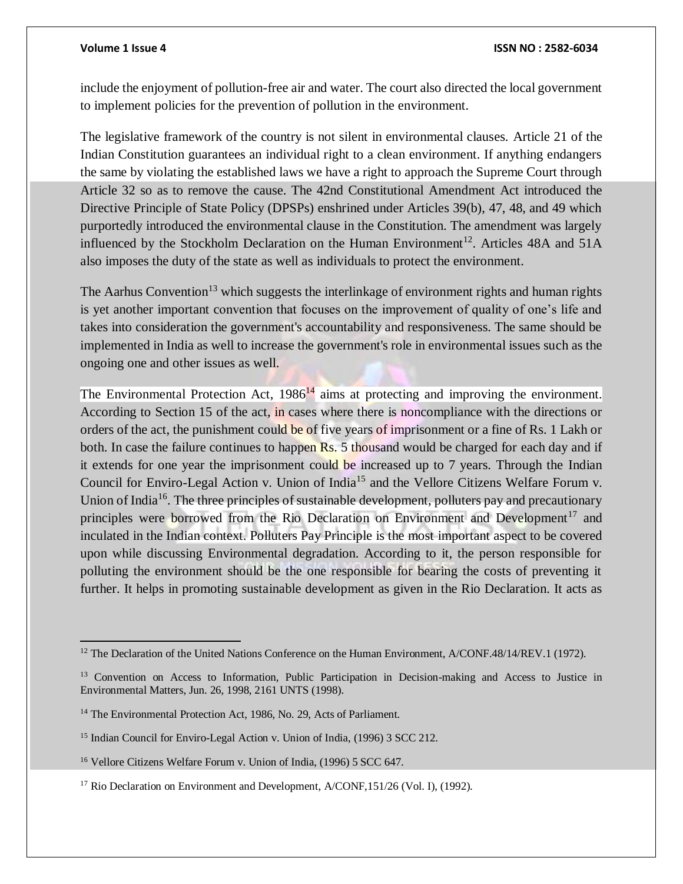include the enjoyment of pollution-free air and water. The court also directed the local government to implement policies for the prevention of pollution in the environment.

The legislative framework of the country is not silent in environmental clauses. Article 21 of the Indian Constitution guarantees an individual right to a clean environment. If anything endangers the same by violating the established laws we have a right to approach the Supreme Court through Article 32 so as to remove the cause. The 42nd Constitutional Amendment Act introduced the Directive Principle of State Policy (DPSPs) enshrined under Articles 39(b), 47, 48, and 49 which purportedly introduced the environmental clause in the Constitution. The amendment was largely influenced by the Stockholm Declaration on the Human Environment[12]. Articles 48A and 51A also imposes the duty of the state as well as individuals to protect the environment.

The Aarhus Convention[13] which suggests the interlinkage of environment rights and human rights is yet another important convention that focuses on the improvement of quality of one's life and takes into consideration the government's accountability and responsiveness. The same should be implemented in India as well to increase the government's role in environmental issues such as the ongoing one and other issues as well.

The Environmental Protection Act, 1986[14] aims at protecting and improving the environment. According to Section 15 of the act, in cases where there is noncompliance with the directions or orders of the act, the punishment could be of five years of imprisonment or a fine of Rs. 1 Lakh or both. In case the failure continues to happen Rs. 5 thousand would be charged for each day and if it extends for one year the imprisonment could be increased up to 7 years. Through the Indian Council for Enviro-Legal Action v. Union of India[15] and the Vellore Citizens Welfare Forum v. Union of India[16]. The three principles of sustainable development, polluters pay and precautionary principles were borrowed from the Rio Declaration on Environment and Development[17] and inculated in the Indian context. Polluters Pay Principle is the most important aspect to be covered upon while discussing Environmental degradation. According to it, the person responsible for polluting the environment should be the one responsible for bearing the costs of preventing it further. It helps in promoting sustainable development as given in the Rio Declaration. It acts as

---

[12] The Declaration of the United Nations Conference on the Human Environment, A/CONF.48/14/REV.1 (1972).

[13] Convention on Access to Information, Public Participation in Decision-making and Access to Justice in Environmental Matters, Jun. 26, 1998, 2161 UNTS (1998).

[14] The Environmental Protection Act, 1986, No. 29, Acts of Parliament.

[15] Indian Council for Enviro-Legal Action v. Union of India, (1996) 3 SCC 212.

[16] Vellore Citizens Welfare Forum v. Union of India, (1996) 5 SCC 647.

[17] Rio Declaration on Environment and Development, A/CONF,151/26 (Vol. I), (1992).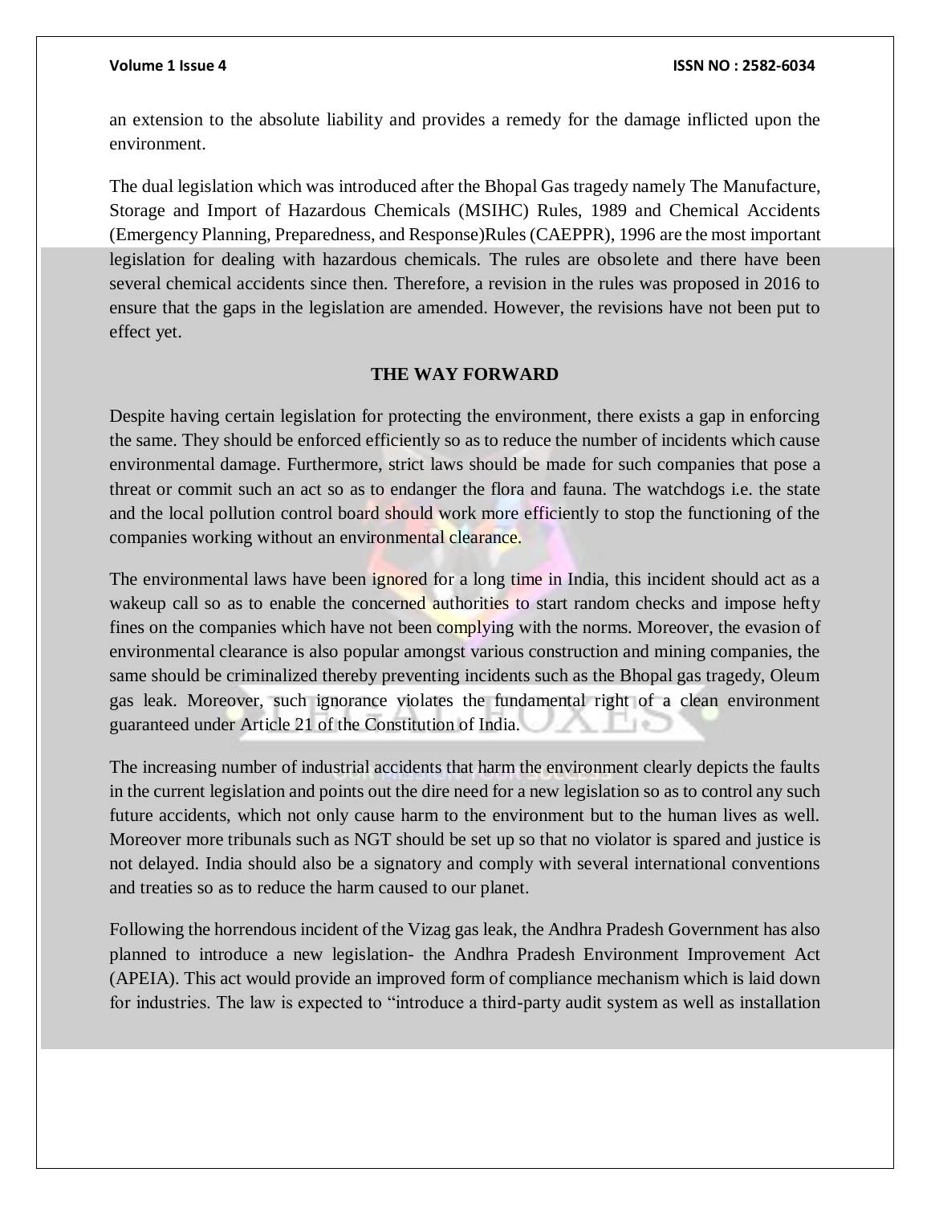an extension to the absolute liability and provides a remedy for the damage inflicted upon the environment.

The dual legislation which was introduced after the Bhopal Gas tragedy namely The Manufacture, Storage and Import of Hazardous Chemicals (MSIHC) Rules, 1989 and Chemical Accidents (Emergency Planning, Preparedness, and Response)Rules (CAEPPR), 1996 are the most important legislation for dealing with hazardous chemicals. The rules are obsolete and there have been several chemical accidents since then. Therefore, a revision in the rules was proposed in 2016 to ensure that the gaps in the legislation are amended. However, the revisions have not been put to effect yet.

## THE WAY FORWARD

Despite having certain legislation for protecting the environment, there exists a gap in enforcing the same. They should be enforced efficiently so as to reduce the number of incidents which cause environmental damage. Furthermore, strict laws should be made for such companies that pose a threat or commit such an act so as to endanger the flora and fauna. The watchdogs i.e. the state and the local pollution control board should work more efficiently to stop the functioning of the companies working without an environmental clearance.

The environmental laws have been ignored for a long time in India, this incident should act as a wakeup call so as to enable the concerned authorities to start random checks and impose hefty fines on the companies which have not been complying with the norms. Moreover, the evasion of environmental clearance is also popular amongst various construction and mining companies, the same should be criminalized thereby preventing incidents such as the Bhopal gas tragedy, Oleum gas leak. Moreover, such ignorance violates the fundamental right of a clean environment guaranteed under Article 21 of the Constitution of India.

The increasing number of industrial accidents that harm the environment clearly depicts the faults in the current legislation and points out the dire need for a new legislation so as to control any such future accidents, which not only cause harm to the environment but to the human lives as well. Moreover more tribunals such as NGT should be set up so that no violator is spared and justice is not delayed. India should also be a signatory and comply with several international conventions and treaties so as to reduce the harm caused to our planet.

Following the horrendous incident of the Vizag gas leak, the Andhra Pradesh Government has also planned to introduce a new legislation- the Andhra Pradesh Environment Improvement Act (APEIA). This act would provide an improved form of compliance mechanism which is laid down for industries. The law is expected to "introduce a third-party audit system as well as installation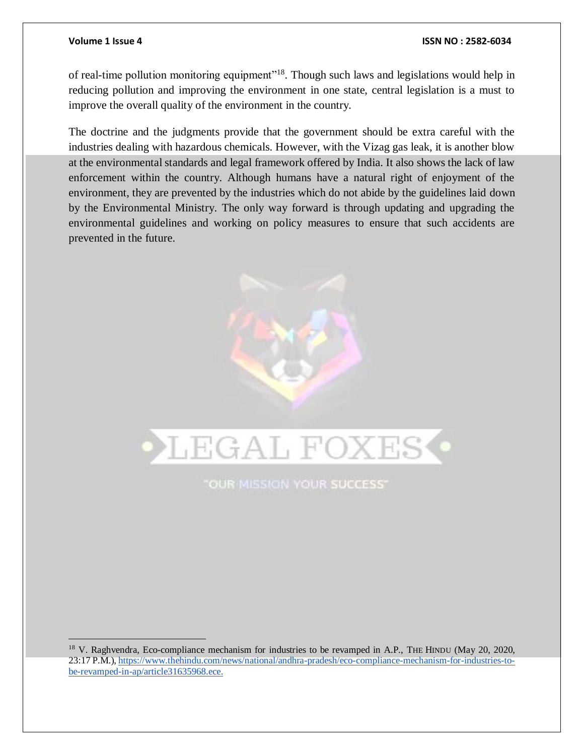of real-time pollution monitoring equipment"[18]. Though such laws and legislations would help in reducing pollution and improving the environment in one state, central legislation is a must to improve the overall quality of the environment in the country.

The doctrine and the judgments provide that the government should be extra careful with the industries dealing with hazardous chemicals. However, with the Vizag gas leak, it is another blow at the environmental standards and legal framework offered by India. It also shows the lack of law enforcement within the country. Although humans have a natural right of enjoyment of the environment, they are prevented by the industries which do not abide by the guidelines laid down by the Environmental Ministry. The only way forward is through updating and upgrading the environmental guidelines and working on policy measures to ensure that such accidents are prevented in the future.

---

[18] V. Raghvendra, Eco-compliance mechanism for industries to be revamped in A.P., THE HINDU (May 20, 2020, 23:17 P.M.), https://www.thehindu.com/news/national/andhra-pradesh/eco-compliance-mechanism-for-industries-to-be-revamped-in-ap/article31635968.ece.